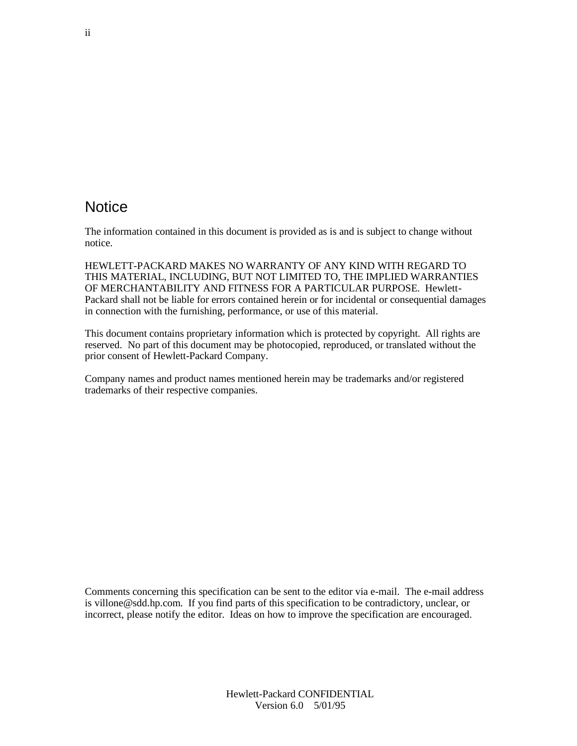# Notice

The information contained in this document is provided as is and is subject to change without notice.

HEWLETT-PACKARD MAKES NO WARRANTY OF ANY KIND WITH REGARD TO THIS MATERIAL, INCLUDING, BUT NOT LIMITED TO, THE IMPLIED WARRANTIES OF MERCHANTABILITY AND FITNESS FOR A PARTICULAR PURPOSE. Hewlett-Packard shall not be liable for errors contained herein or for incidental or consequential damages in connection with the furnishing, performance, or use of this material.

This document contains proprietary information which is protected by copyright. All rights are reserved. No part of this document may be photocopied, reproduced, or translated without the prior consent of Hewlett-Packard Company.

Company names and product names mentioned herein may be trademarks and/or registered trademarks of their respective companies.

Comments concerning this specification can be sent to the editor via e-mail. The e-mail address is villone@sdd.hp.com. If you find parts of this specification to be contradictory, unclear, or incorrect, please notify the editor. Ideas on how to improve the specification are encouraged.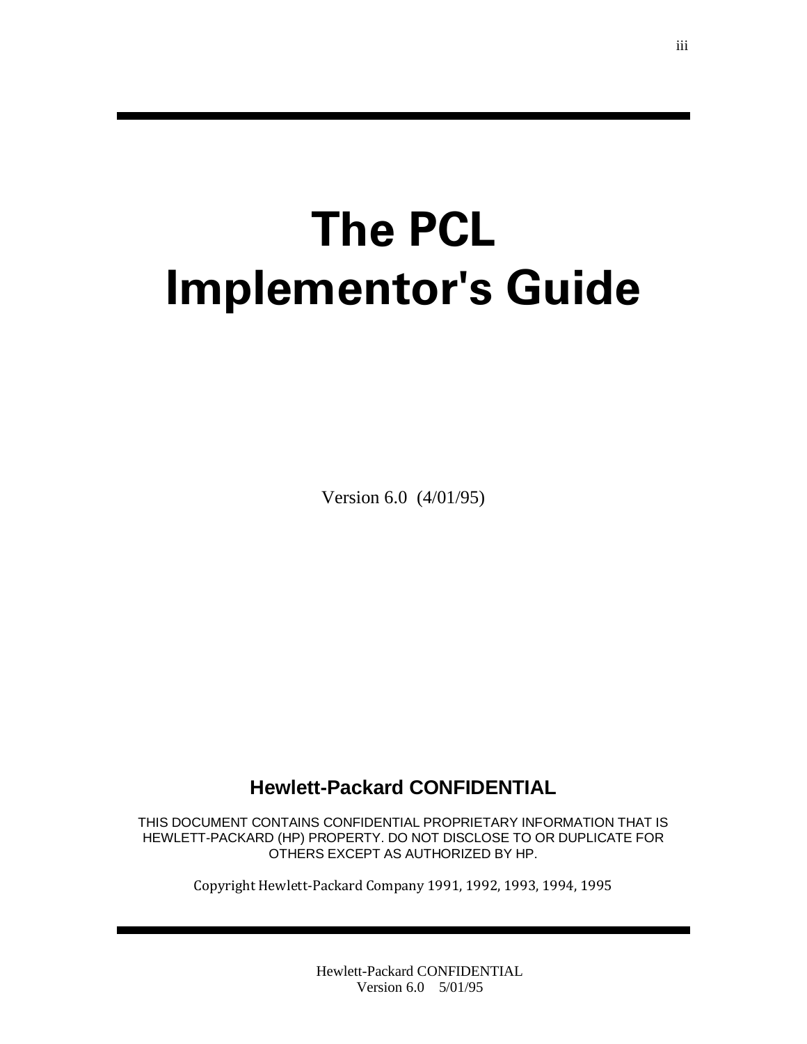# The PCL Implementor's Guide

Version 6.0 (4/01/95)

**Hewlett-Packard CONFIDENTIAL**

THIS DOCUMENT CONTAINS CONFIDENTIAL PROPRIETARY INFORMATION THAT IS HEWLETT-PACKARD (HP) PROPERTY. DO NOT DISCLOSE TO OR DUPLICATE FOR OTHERS EXCEPT AS AUTHORIZED BY HP.

Copyright Hewlett-Packard Company 1991, 1992, 1993, 1994, 1995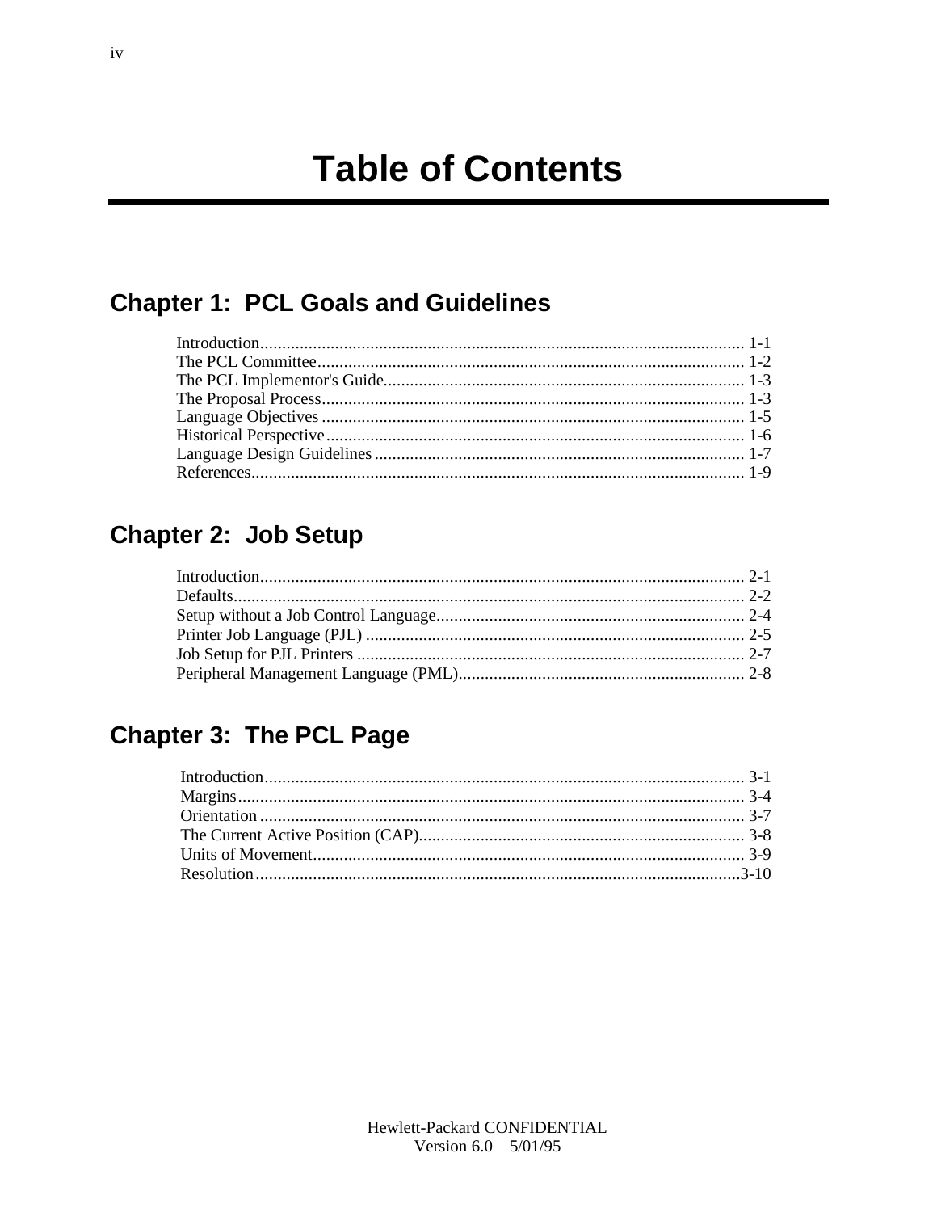# Table of Contents

## Chapter 1: PCL Goals and Guidelines

Introduction............................................................................................................. 1-1
The PCL Committee................................................................................................ 1-2
The PCL Implementor's Guide................................................................................. 1-3
The Proposal Process............................................................................................... 1-3
Language Objectives ............................................................................................... 1-5
Historical Perspective.............................................................................................. 1-6
Language Design Guidelines ................................................................................... 1-7
References................................................................................................................ 1-9

## Chapter 2: Job Setup

Introduction............................................................................................................. 2-1
Defaults.................................................................................................................... 2-2
Setup without a Job Control Language...................................................................... 2-4
Printer Job Language (PJL) ..................................................................................... 2-5
Job Setup for PJL Printers ....................................................................................... 2-7
Peripheral Management Language (PML)................................................................. 2-8

## Chapter 3: The PCL Page

Introduction............................................................................................................. 3-1
Margins................................................................................................................... 3-4
Orientation .............................................................................................................. 3-7
The Current Active Position (CAP).......................................................................... 3-8
Units of Movement.................................................................................................. 3-9
Resolution.............................................................................................................3-10

Hewlett-Packard CONFIDENTIAL
Version 6.0 5/01/95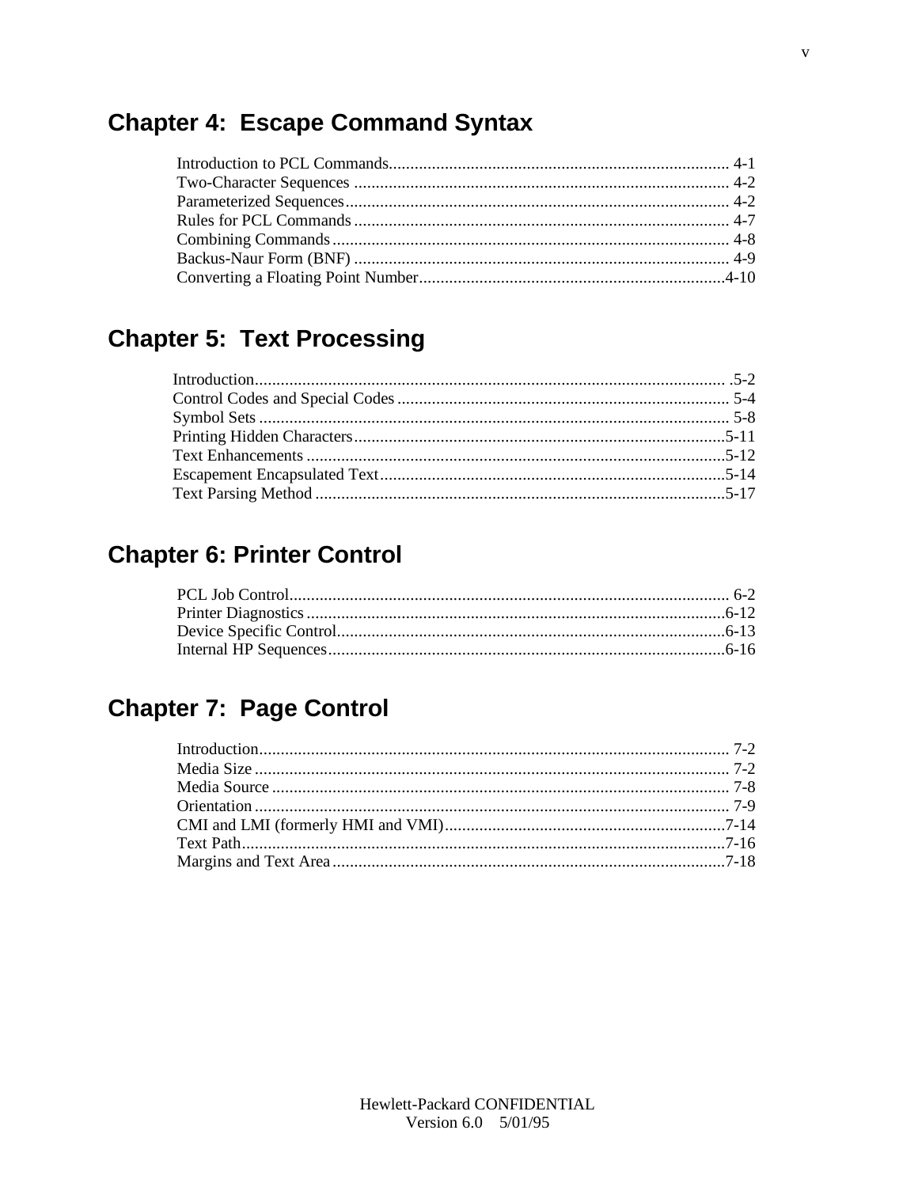## Chapter 4: Escape Command Syntax

Introduction to PCL Commands.............................................................................. 4-1
Two-Character Sequences ...................................................................................... 4-2
Parameterized Sequences........................................................................................ 4-2
Rules for PCL Commands ...................................................................................... 4-7
Combining Commands ............................................................................................ 4-8
Backus-Naur Form (BNF) ...................................................................................... 4-9
Converting a Floating Point Number......................................................................4-10

## Chapter 5: Text Processing

Introduction............................................................................................................ .5-2
Control Codes and Special Codes ............................................................................ 5-4
Symbol Sets ............................................................................................................ 5-8
Printing Hidden Characters.....................................................................................5-11
Text Enhancements ................................................................................................5-12
Escapement Encapsulated Text...............................................................................5-14
Text Parsing Method ..............................................................................................5-17

## Chapter 6: Printer Control

PCL Job Control...................................................................................................... 6-2
Printer Diagnostics .................................................................................................6-12
Device Specific Control..........................................................................................6-13
Internal HP Sequences............................................................................................6-16

## Chapter 7: Page Control

Introduction............................................................................................................ 7-2
Media Size ............................................................................................................. 7-2
Media Source ......................................................................................................... 7-8
Orientation ............................................................................................................. 7-9
CMI and LMI (formerly HMI and VMI)................................................................7-14
Text Path................................................................................................................7-16
Margins and Text Area ...........................................................................................7-18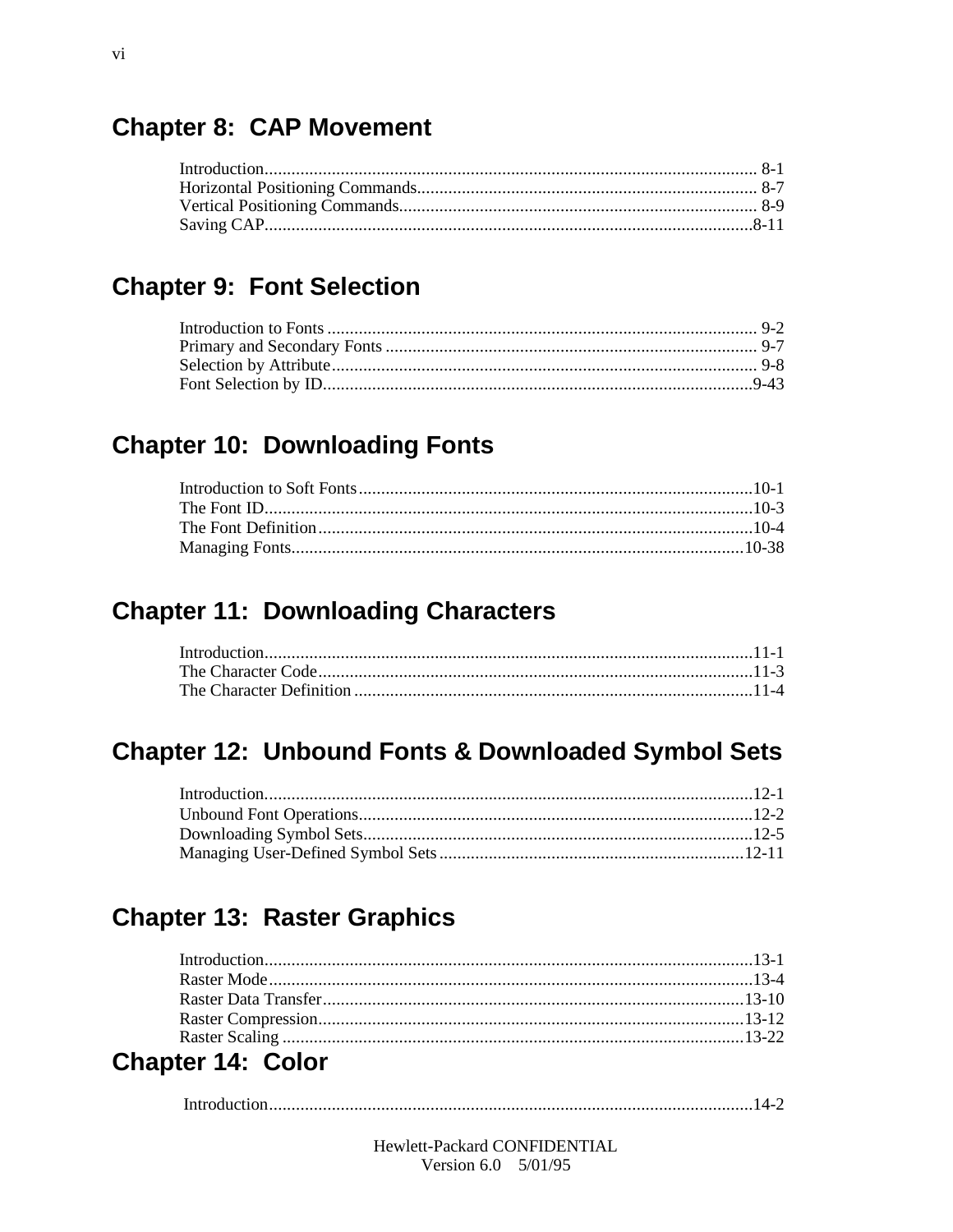## Chapter 8: CAP Movement

Introduction.............................................................................................................. 8-1
Horizontal Positioning Commands........................................................................... 8-7
Vertical Positioning Commands............................................................................... 8-9
Saving CAP.............................................................................................................8-11

## Chapter 9: Font Selection

Introduction to Fonts ............................................................................................... 9-2
Primary and Secondary Fonts .................................................................................. 9-7
Selection by Attribute.............................................................................................. 9-8
Font Selection by ID...............................................................................................9-43

## Chapter 10: Downloading Fonts

Introduction to Soft Fonts.......................................................................................10-1
The Font ID............................................................................................................10-3
The Font Definition................................................................................................10-4
Managing Fonts....................................................................................................10-38

## Chapter 11: Downloading Characters

Introduction............................................................................................................11-1
The Character Code................................................................................................11-3
The Character Definition ........................................................................................11-4

## Chapter 12: Unbound Fonts & Downloaded Symbol Sets

Introduction............................................................................................................12-1
Unbound Font Operations.......................................................................................12-2
Downloading Symbol Sets......................................................................................12-5
Managing User-Defined Symbol Sets...................................................................12-11

## Chapter 13: Raster Graphics

Introduction............................................................................................................13-1
Raster Mode...........................................................................................................13-4
Raster Data Transfer.............................................................................................13-10
Raster Compression..............................................................................................13-12
Raster Scaling ......................................................................................................13-22

## Chapter 14: Color

Introduction............................................................................................................14-2

Hewlett-Packard CONFIDENTIAL
Version 6.0 5/01/95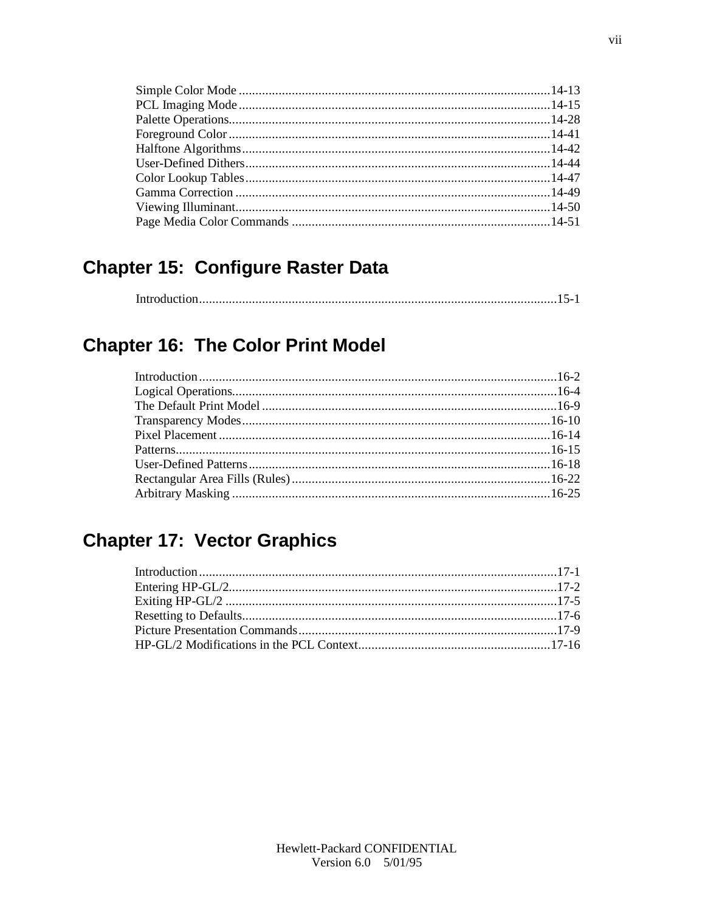Simple Color Mode ............................................................................................14-13
PCL Imaging Mode ............................................................................................14-15
Palette Operations...............................................................................................14-28
Foreground Color ...............................................................................................14-41
Halftone Algorithms...........................................................................................14-42
User-Defined Dithers..........................................................................................14-44
Color Lookup Tables..........................................................................................14-47
Gamma Correction .............................................................................................14-49
Viewing Illuminant.............................................................................................14-50
Page Media Color Commands ............................................................................14-51

## Chapter 15:  Configure Raster Data

Introduction..........................................................................................................15-1

## Chapter 16:  The Color Print Model

Introduction..........................................................................................................16-2
Logical Operations...............................................................................................16-4
The Default Print Model ......................................................................................16-9
Transparency Modes...........................................................................................16-10
Pixel Placement ..................................................................................................16-14
Patterns...............................................................................................................16-15
User-Defined Patterns.........................................................................................16-18
Rectangular Area Fills (Rules)............................................................................16-22
Arbitrary Masking ..............................................................................................16-25

## Chapter 17:  Vector Graphics

Introduction..........................................................................................................17-1
Entering HP-GL/2.................................................................................................17-2
Exiting HP-GL/2 ..................................................................................................17-5
Resetting to Defaults.............................................................................................17-6
Picture Presentation Commands............................................................................17-9
HP-GL/2 Modifications in the PCL Context........................................................17-16

Hewlett-Packard CONFIDENTIAL
Version 6.0    5/01/95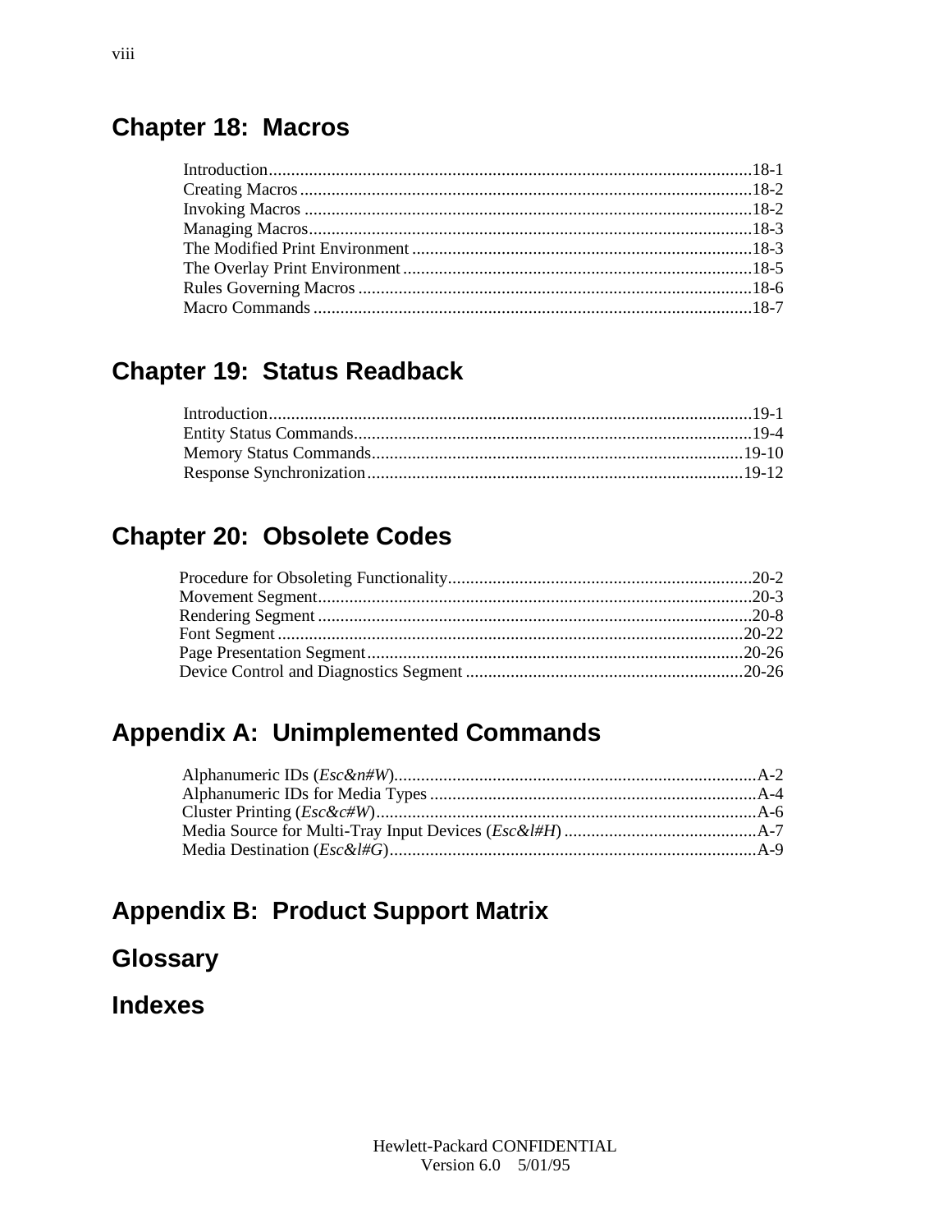## Chapter 18: Macros

Introduction ......................................................................................................18-1
Creating Macros ................................................................................................18-2
Invoking Macros ...............................................................................................18-2
Managing Macros ..............................................................................................18-3
The Modified Print Environment ......................................................................18-3
The Overlay Print Environment ........................................................................18-5
Rules Governing Macros ..................................................................................18-6
Macro Commands .............................................................................................18-7

## Chapter 19: Status Readback

Introduction ......................................................................................................19-1
Entity Status Commands ...................................................................................19-4
Memory Status Commands ..............................................................................19-10
Response Synchronization ...............................................................................19-12

## Chapter 20: Obsolete Codes

Procedure for Obsoleting Functionality ..............................................................20-2
Movement Segment ...........................................................................................20-3
Rendering Segment ...........................................................................................20-8
Font Segment ...................................................................................................20-22
Page Presentation Segment ...............................................................................20-26
Device Control and Diagnostics Segment ........................................................20-26

## Appendix A: Unimplemented Commands

Alphanumeric IDs (*Esc&n#W*) ..........................................................................A-2
Alphanumeric IDs for Media Types ...................................................................A-4
Cluster Printing (*Esc&c#W*) ..............................................................................A-6
Media Source for Multi-Tray Input Devices (*Esc&l#H*) ...................................A-7
Media Destination (*Esc&l#G*) ..........................................................................A-9

## Appendix B: Product Support Matrix

## Glossary

## Indexes